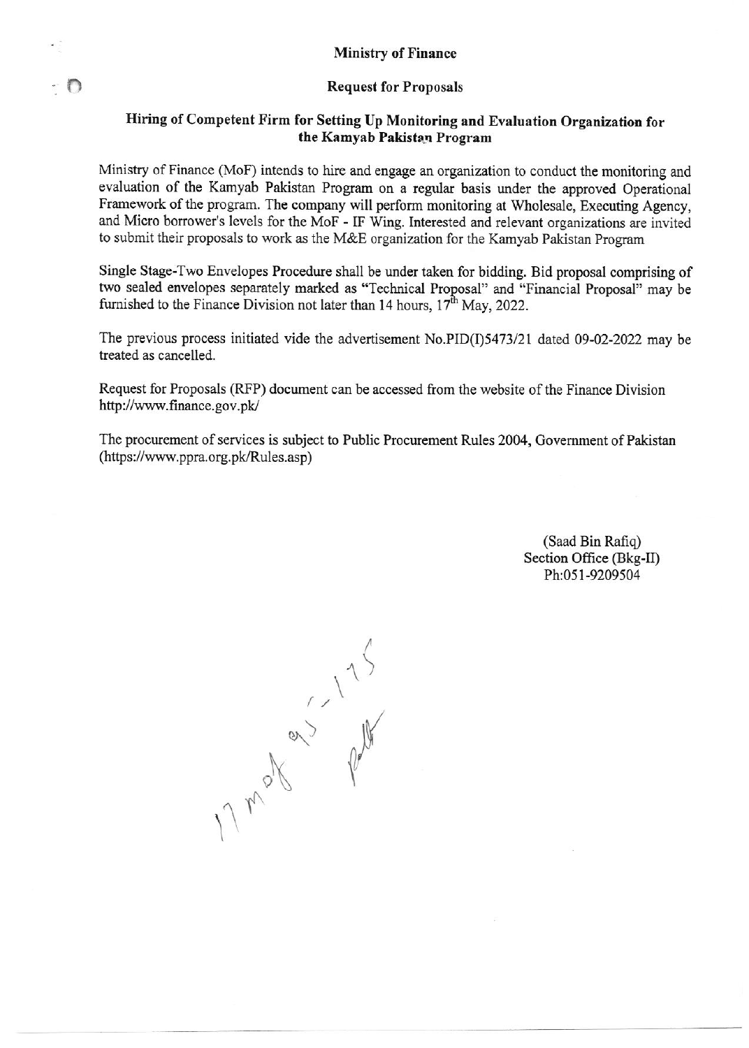# Ministry of Finance

## Request for Proposals

### Hiring of Competent Firm for Setting Up Monitoring and Evaluation Organization for the Kamyab Pakistan Program

Ministry of Finance (MoF) intends to hire and engage an organization to conduct the monitoring and evaluation of the Kamyab Pakistan Program on a regular basis under the approved Operational Framework of the program. The company will perform monitoring at Wholesale, Executing Agency, and Micro borrower's levels for the MoF - IF Wing. Interested and relevant organizations are invited to submit their proposals to work as the M&E organization for the Kamyab Pakistan Program

Single Stage-Two Envelopes Procedure shall be under taken for bidding. Bid proposal comprising of two sealed envelopes separately marked as "Technical Proposal" and "Financial Proposal" may be furnished to the Finance Division not later than 14 hours, 17th May, 2022.

The previous process initiated vide the advertisement No.PID(I)5473/21 dated 09-02-2022 may be treated as cancelled.

Request for Proposals (RFP) document can be accessed from the website of the Finance Division http://www.finance.gov.pk/

The procurement of services is subject to Public Procurement Rules 2004, Government of Pakistan (https://www.ppra.org.pk/Rules.asp)

(Saad Bin Rafiq)
Section Office (Bkg-II)
Ph:051-9209504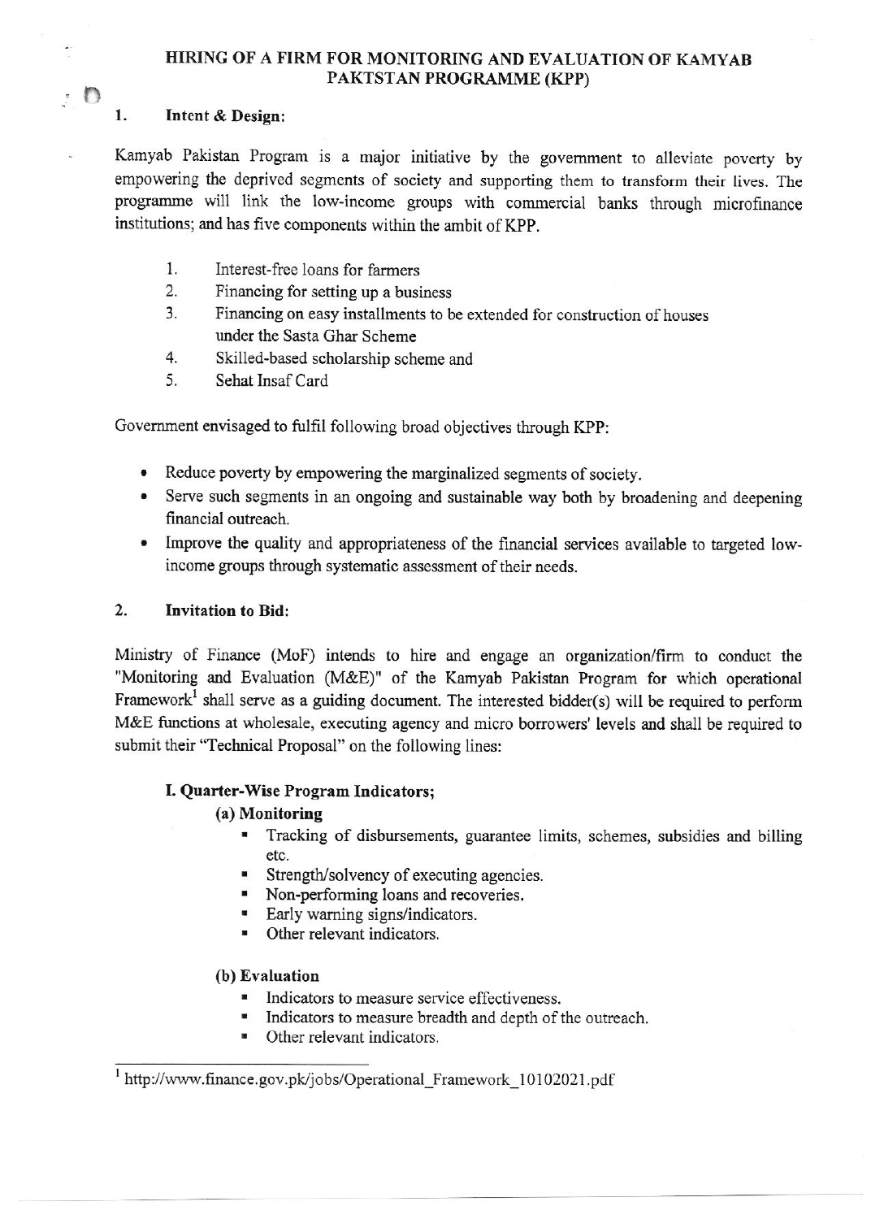# HIRING OF A FIRM FOR MONITORING AND EVALUATION OF KAMYAB PAKTSTAN PROGRAMME (KPP)

## 1. Intent & Design:

Kamyab Pakistan Program is a major initiative by the government to alleviate poverty by empowering the deprived segments of society and supporting them to transform their lives. The programme will link the low-income groups with commercial banks through microfinance institutions; and has five components within the ambit of KPP.

1. Interest-free loans for farmers
2. Financing for setting up a business
3. Financing on easy installments to be extended for construction of houses under the Sasta Ghar Scheme
4. Skilled-based scholarship scheme and
5. Sehat Insaf Card

Government envisaged to fulfil following broad objectives through KPP:

- Reduce poverty by empowering the marginalized segments of society.
- Serve such segments in an ongoing and sustainable way both by broadening and deepening financial outreach.
- Improve the quality and appropriateness of the financial services available to targeted low-income groups through systematic assessment of their needs.

## 2. Invitation to Bid:

Ministry of Finance (MoF) intends to hire and engage an organization/firm to conduct the "Monitoring and Evaluation (M&E)" of the Kamyab Pakistan Program for which operational Framework[1] shall serve as a guiding document. The interested bidder(s) will be required to perform M&E functions at wholesale, executing agency and micro borrowers' levels and shall be required to submit their "Technical Proposal" on the following lines:

### I. Quarter-Wise Program Indicators;

**(a) Monitoring**

- Tracking of disbursements, guarantee limits, schemes, subsidies and billing etc.
- Strength/solvency of executing agencies.
- Non-performing loans and recoveries.
- Early warning signs/indicators.
- Other relevant indicators.

**(b) Evaluation**

- Indicators to measure service effectiveness.
- Indicators to measure breadth and depth of the outreach.
- Other relevant indicators.

[1] http://www.finance.gov.pk/jobs/Operational_Framework_10102021.pdf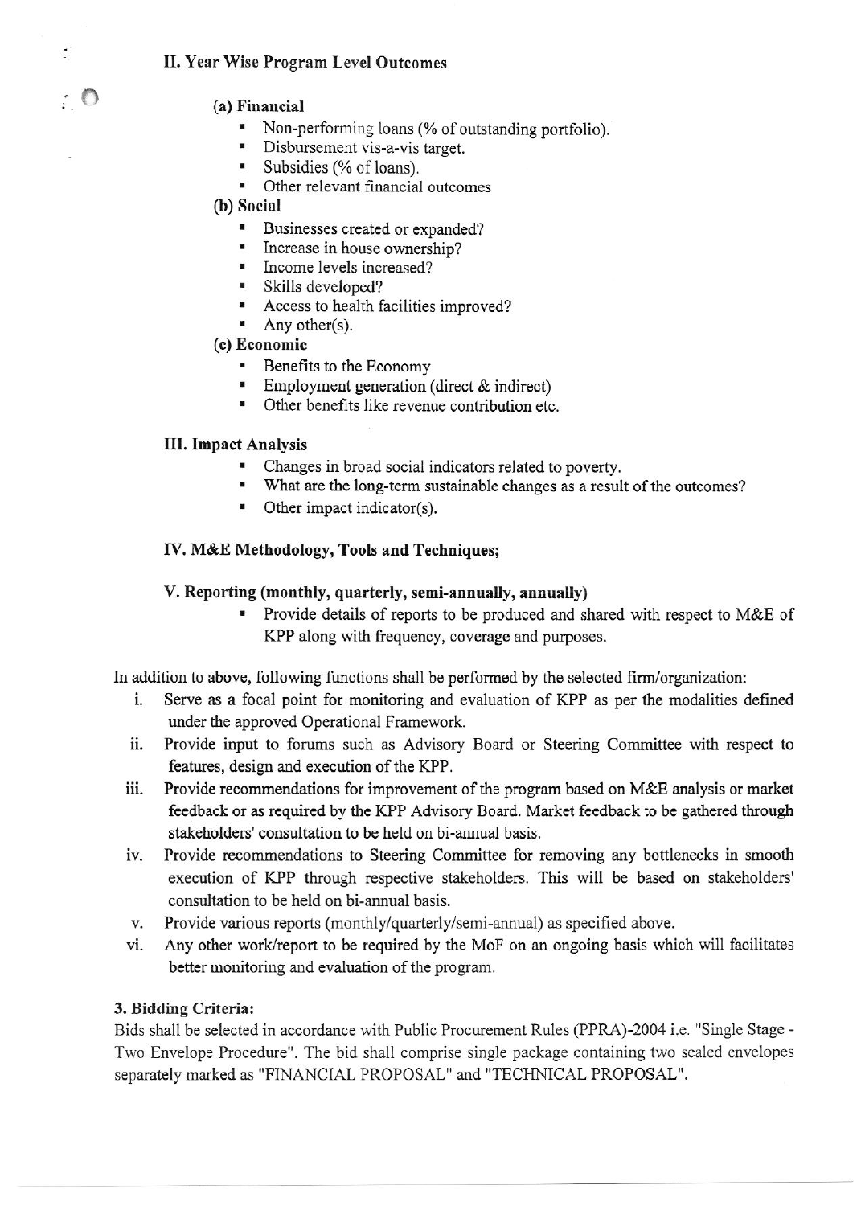### II. Year Wise Program Level Outcomes

**(a) Financial**

- Non-performing loans (% of outstanding portfolio).
- Disbursement vis-a-vis target.
- Subsidies (% of loans).
- Other relevant financial outcomes

**(b) Social**

- Businesses created or expanded?
- Increase in house ownership?
- Income levels increased?
- Skills developed?
- Access to health facilities improved?
- Any other(s).

**(c) Economic**

- Benefits to the Economy
- Employment generation (direct & indirect)
- Other benefits like revenue contribution etc.

### III. Impact Analysis

- Changes in broad social indicators related to poverty.
- What are the long-term sustainable changes as a result of the outcomes?
- Other impact indicator(s).

### IV. M&E Methodology, Tools and Techniques;

### V. Reporting (monthly, quarterly, semi-annually, annually)

- Provide details of reports to be produced and shared with respect to M&E of KPP along with frequency, coverage and purposes.

In addition to above, following functions shall be performed by the selected firm/organization:

i. Serve as a focal point for monitoring and evaluation of KPP as per the modalities defined under the approved Operational Framework.

ii. Provide input to forums such as Advisory Board or Steering Committee with respect to features, design and execution of the KPP.

iii. Provide recommendations for improvement of the program based on M&E analysis or market feedback or as required by the KPP Advisory Board. Market feedback to be gathered through stakeholders' consultation to be held on bi-annual basis.

iv. Provide recommendations to Steering Committee for removing any bottlenecks in smooth execution of KPP through respective stakeholders. This will be based on stakeholders' consultation to be held on bi-annual basis.

v. Provide various reports (monthly/quarterly/semi-annual) as specified above.

vi. Any other work/report to be required by the MoF on an ongoing basis which will facilitates better monitoring and evaluation of the program.

### 3. Bidding Criteria:

Bids shall be selected in accordance with Public Procurement Rules (PPRA)-2004 i.e. "Single Stage - Two Envelope Procedure". The bid shall comprise single package containing two sealed envelopes separately marked as "FINANCIAL PROPOSAL" and "TECHNICAL PROPOSAL".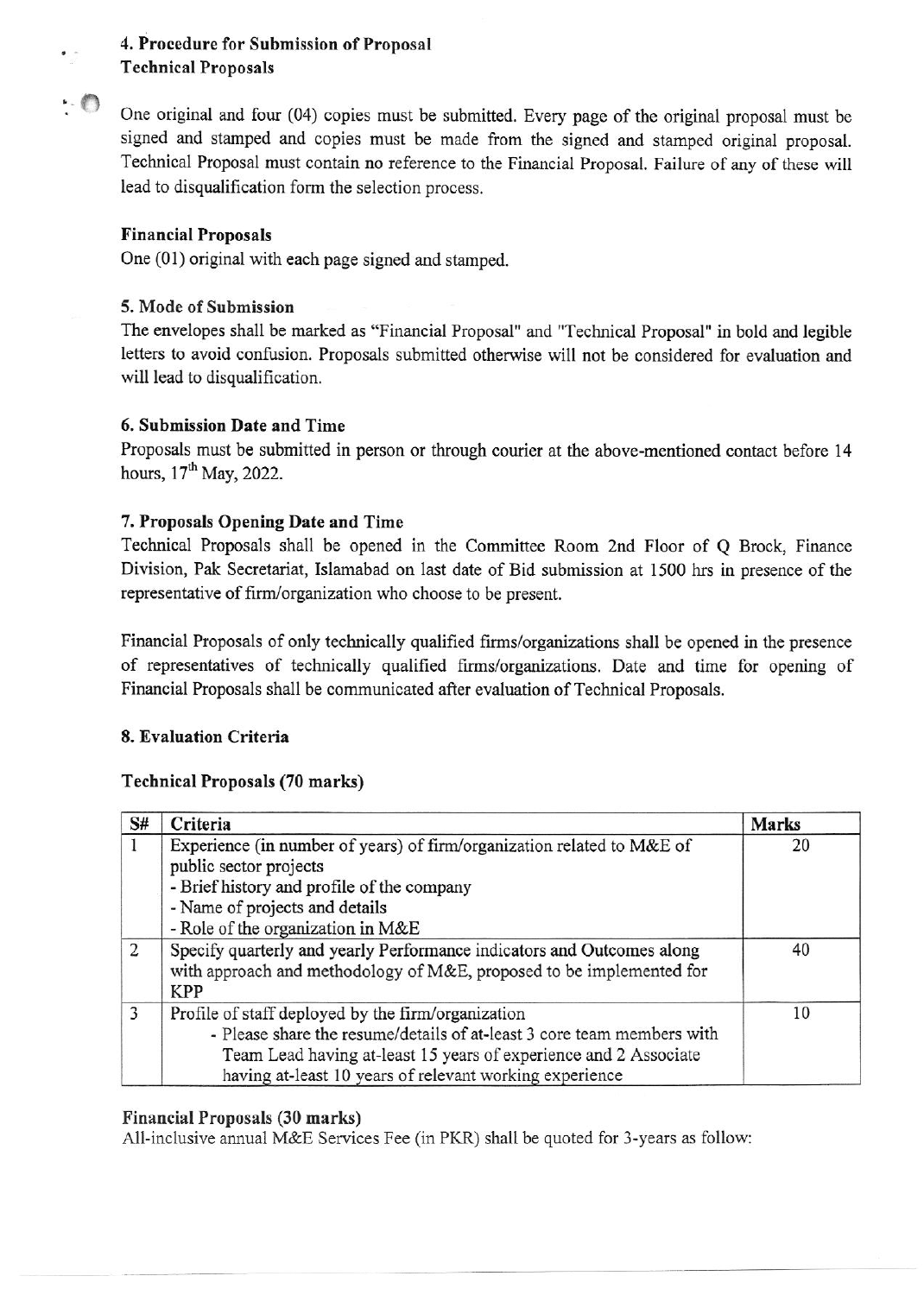### 4. Procedure for Submission of Proposal

### Technical Proposals

One original and four (04) copies must be submitted. Every page of the original proposal must be signed and stamped and copies must be made from the signed and stamped original proposal. Technical Proposal must contain no reference to the Financial Proposal. Failure of any of these will lead to disqualification form the selection process.

### Financial Proposals

One (01) original with each page signed and stamped.

### 5. Mode of Submission

The envelopes shall be marked as "Financial Proposal" and "Technical Proposal" in bold and legible letters to avoid confusion. Proposals submitted otherwise will not be considered for evaluation and will lead to disqualification.

### 6. Submission Date and Time

Proposals must be submitted in person or through courier at the above-mentioned contact before 14 hours, 17th May, 2022.

### 7. Proposals Opening Date and Time

Technical Proposals shall be opened in the Committee Room 2nd Floor of Q Brock, Finance Division, Pak Secretariat, Islamabad on last date of Bid submission at 1500 hrs in presence of the representative of firm/organization who choose to be present.

Financial Proposals of only technically qualified firms/organizations shall be opened in the presence of representatives of technically qualified firms/organizations. Date and time for opening of Financial Proposals shall be communicated after evaluation of Technical Proposals.

### 8. Evaluation Criteria

**Technical Proposals (70 marks)**

| S# | Criteria | Marks |
|---|---|---|
| 1 | Experience (in number of years) of firm/organization related to M&E of public sector projects<br>- Brief history and profile of the company<br>- Name of projects and details<br>- Role of the organization in M&E | 20 |
| 2 | Specify quarterly and yearly Performance indicators and Outcomes along with approach and methodology of M&E, proposed to be implemented for KPP | 40 |
| 3 | Profile of staff deployed by the firm/organization<br>- Please share the resume/details of at-least 3 core team members with Team Lead having at-least 15 years of experience and 2 Associate having at-least 10 years of relevant working experience | 10 |

**Financial Proposals (30 marks)**

All-inclusive annual M&E Services Fee (in PKR) shall be quoted for 3-years as follow: